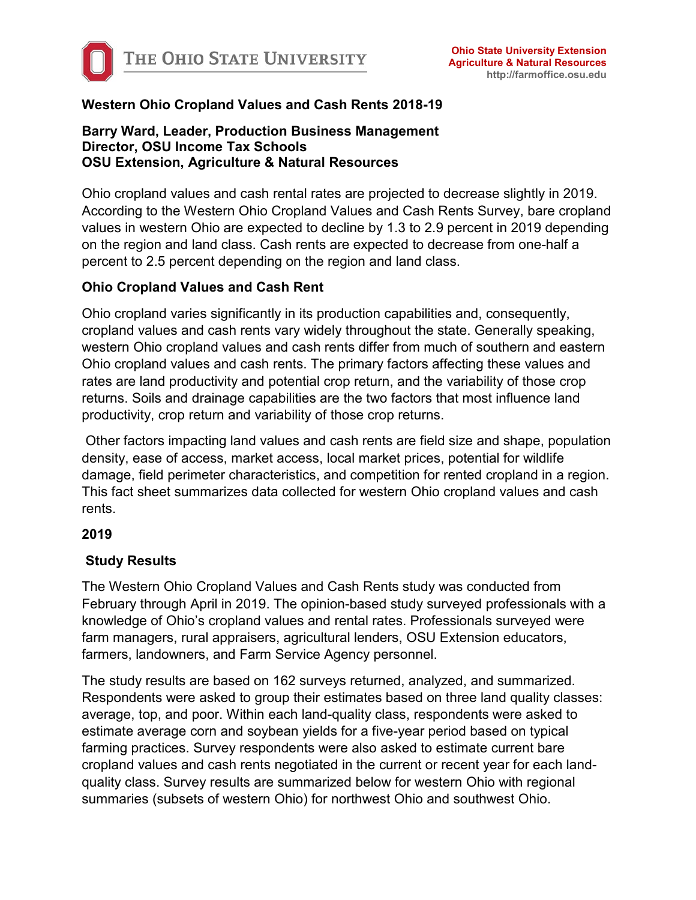# Western Ohio Cropland Values and Cash Rents 2018-19

**Barry Ward, Leader, Production Business Management**
**Director, OSU Income Tax Schools**
**OSU Extension, Agriculture & Natural Resources**

Ohio cropland values and cash rental rates are projected to decrease slightly in 2019. According to the Western Ohio Cropland Values and Cash Rents Survey, bare cropland values in western Ohio are expected to decline by 1.3 to 2.9 percent in 2019 depending on the region and land class. Cash rents are expected to decrease from one-half a percent to 2.5 percent depending on the region and land class.

## Ohio Cropland Values and Cash Rent

Ohio cropland varies significantly in its production capabilities and, consequently, cropland values and cash rents vary widely throughout the state. Generally speaking, western Ohio cropland values and cash rents differ from much of southern and eastern Ohio cropland values and cash rents. The primary factors affecting these values and rates are land productivity and potential crop return, and the variability of those crop returns. Soils and drainage capabilities are the two factors that most influence land productivity, crop return and variability of those crop returns.

Other factors impacting land values and cash rents are field size and shape, population density, ease of access, market access, local market prices, potential for wildlife damage, field perimeter characteristics, and competition for rented cropland in a region. This fact sheet summarizes data collected for western Ohio cropland values and cash rents.

## 2019

## Study Results

The Western Ohio Cropland Values and Cash Rents study was conducted from February through April in 2019. The opinion-based study surveyed professionals with a knowledge of Ohio's cropland values and rental rates. Professionals surveyed were farm managers, rural appraisers, agricultural lenders, OSU Extension educators, farmers, landowners, and Farm Service Agency personnel.

The study results are based on 162 surveys returned, analyzed, and summarized. Respondents were asked to group their estimates based on three land quality classes: average, top, and poor. Within each land-quality class, respondents were asked to estimate average corn and soybean yields for a five-year period based on typical farming practices. Survey respondents were also asked to estimate current bare cropland values and cash rents negotiated in the current or recent year for each land-quality class. Survey results are summarized below for western Ohio with regional summaries (subsets of western Ohio) for northwest Ohio and southwest Ohio.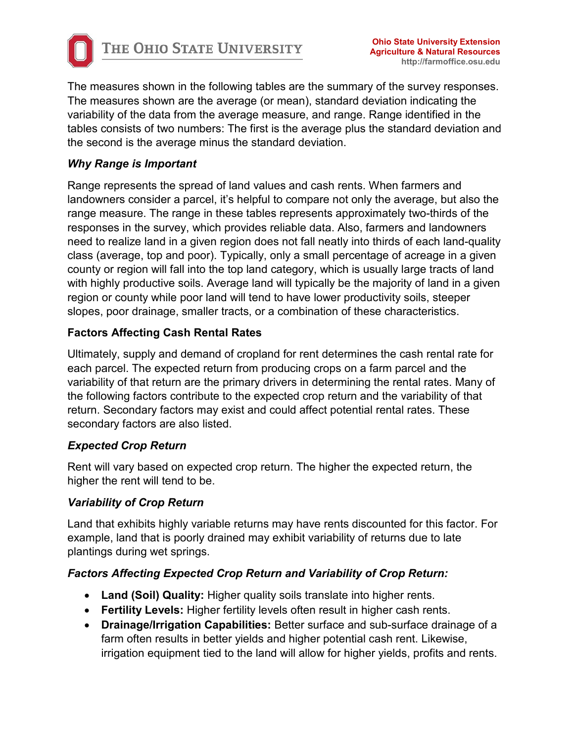The measures shown in the following tables are the summary of the survey responses. The measures shown are the average (or mean), standard deviation indicating the variability of the data from the average measure, and range. Range identified in the tables consists of two numbers: The first is the average plus the standard deviation and the second is the average minus the standard deviation.

### *Why Range is Important*

Range represents the spread of land values and cash rents. When farmers and landowners consider a parcel, it's helpful to compare not only the average, but also the range measure. The range in these tables represents approximately two-thirds of the responses in the survey, which provides reliable data. Also, farmers and landowners need to realize land in a given region does not fall neatly into thirds of each land-quality class (average, top and poor). Typically, only a small percentage of acreage in a given county or region will fall into the top land category, which is usually large tracts of land with highly productive soils. Average land will typically be the majority of land in a given region or county while poor land will tend to have lower productivity soils, steeper slopes, poor drainage, smaller tracts, or a combination of these characteristics.

## Factors Affecting Cash Rental Rates

Ultimately, supply and demand of cropland for rent determines the cash rental rate for each parcel. The expected return from producing crops on a farm parcel and the variability of that return are the primary drivers in determining the rental rates. Many of the following factors contribute to the expected crop return and the variability of that return. Secondary factors may exist and could affect potential rental rates. These secondary factors are also listed.

### *Expected Crop Return*

Rent will vary based on expected crop return. The higher the expected return, the higher the rent will tend to be.

### *Variability of Crop Return*

Land that exhibits highly variable returns may have rents discounted for this factor. For example, land that is poorly drained may exhibit variability of returns due to late plantings during wet springs.

### *Factors Affecting Expected Crop Return and Variability of Crop Return:*

- **Land (Soil) Quality:** Higher quality soils translate into higher rents.
- **Fertility Levels:** Higher fertility levels often result in higher cash rents.
- **Drainage/Irrigation Capabilities:** Better surface and sub-surface drainage of a farm often results in better yields and higher potential cash rent. Likewise, irrigation equipment tied to the land will allow for higher yields, profits and rents.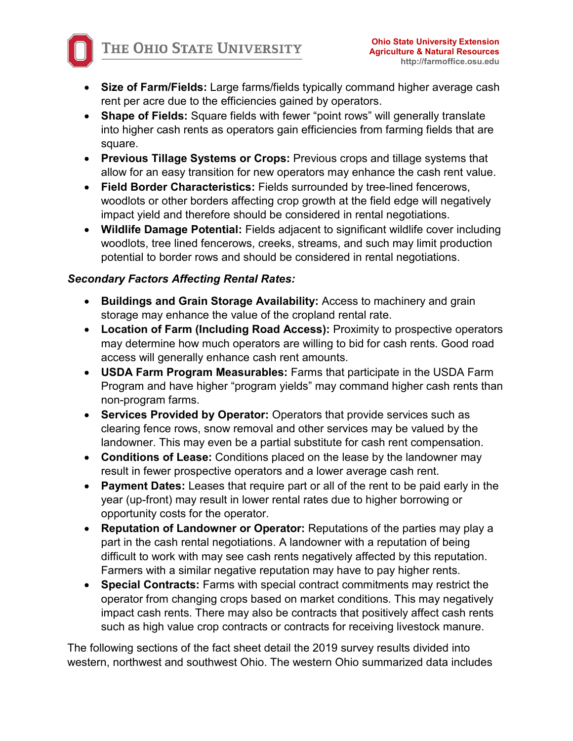- **Size of Farm/Fields:** Large farms/fields typically command higher average cash rent per acre due to the efficiencies gained by operators.
- **Shape of Fields:** Square fields with fewer "point rows" will generally translate into higher cash rents as operators gain efficiencies from farming fields that are square.
- **Previous Tillage Systems or Crops:** Previous crops and tillage systems that allow for an easy transition for new operators may enhance the cash rent value.
- **Field Border Characteristics:** Fields surrounded by tree-lined fencerows, woodlots or other borders affecting crop growth at the field edge will negatively impact yield and therefore should be considered in rental negotiations.
- **Wildlife Damage Potential:** Fields adjacent to significant wildlife cover including woodlots, tree lined fencerows, creeks, streams, and such may limit production potential to border rows and should be considered in rental negotiations.

***Secondary Factors Affecting Rental Rates:***

- **Buildings and Grain Storage Availability:** Access to machinery and grain storage may enhance the value of the cropland rental rate.
- **Location of Farm (Including Road Access):** Proximity to prospective operators may determine how much operators are willing to bid for cash rents. Good road access will generally enhance cash rent amounts.
- **USDA Farm Program Measurables:** Farms that participate in the USDA Farm Program and have higher "program yields" may command higher cash rents than non-program farms.
- **Services Provided by Operator:** Operators that provide services such as clearing fence rows, snow removal and other services may be valued by the landowner. This may even be a partial substitute for cash rent compensation.
- **Conditions of Lease:** Conditions placed on the lease by the landowner may result in fewer prospective operators and a lower average cash rent.
- **Payment Dates:** Leases that require part or all of the rent to be paid early in the year (up-front) may result in lower rental rates due to higher borrowing or opportunity costs for the operator.
- **Reputation of Landowner or Operator:** Reputations of the parties may play a part in the cash rental negotiations. A landowner with a reputation of being difficult to work with may see cash rents negatively affected by this reputation. Farmers with a similar negative reputation may have to pay higher rents.
- **Special Contracts:** Farms with special contract commitments may restrict the operator from changing crops based on market conditions. This may negatively impact cash rents. There may also be contracts that positively affect cash rents such as high value crop contracts or contracts for receiving livestock manure.

The following sections of the fact sheet detail the 2019 survey results divided into western, northwest and southwest Ohio. The western Ohio summarized data includes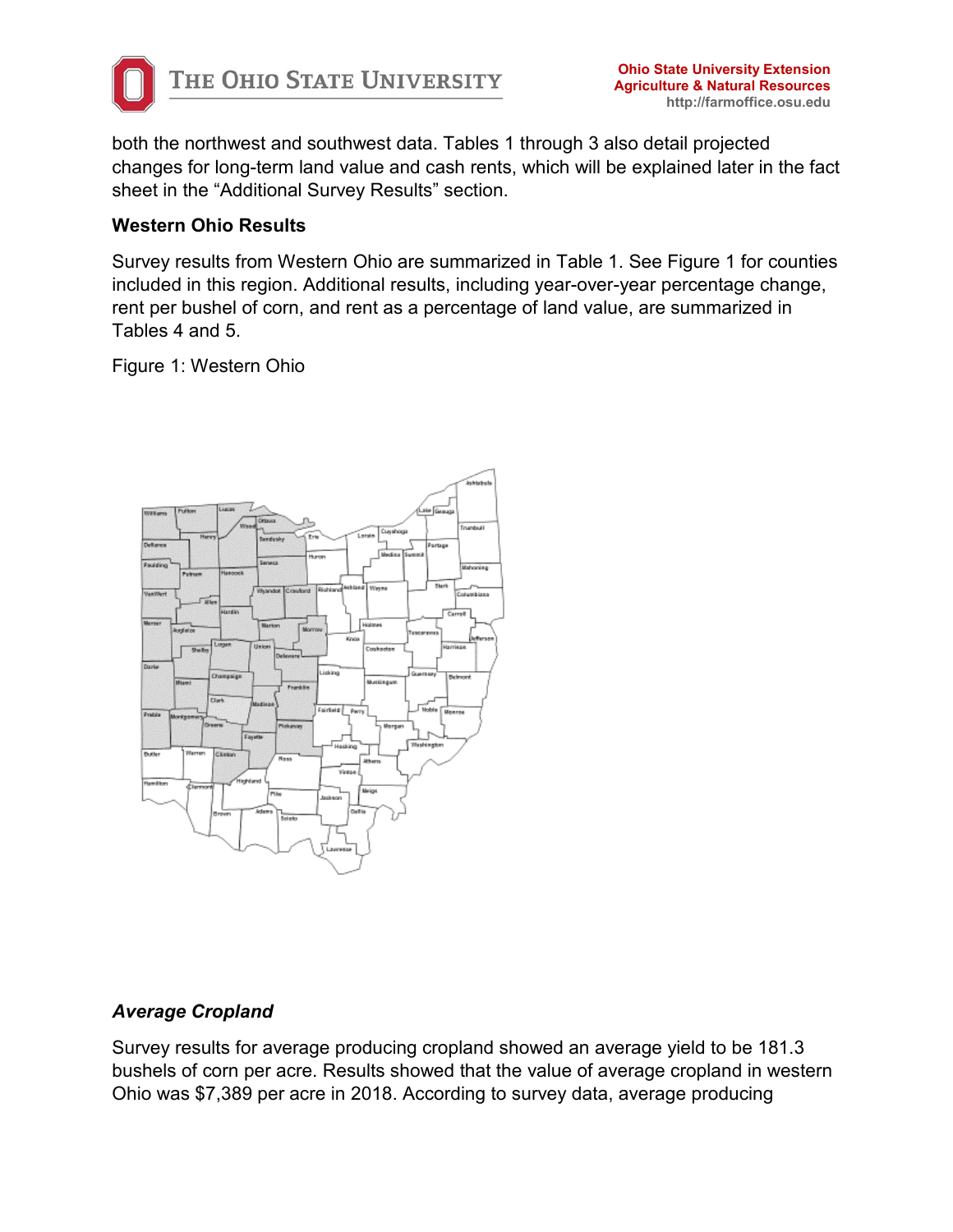both the northwest and southwest data. Tables 1 through 3 also detail projected changes for long-term land value and cash rents, which will be explained later in the fact sheet in the “Additional Survey Results” section.

**Western Ohio Results**

Survey results from Western Ohio are summarized in Table 1. See Figure 1 for counties included in this region. Additional results, including year-over-year percentage change, rent per bushel of corn, and rent as a percentage of land value, are summarized in Tables 4 and 5.

Figure 1: Western Ohio

***Average Cropland***

Survey results for average producing cropland showed an average yield to be 181.3 bushels of corn per acre. Results showed that the value of average cropland in western Ohio was $7,389 per acre in 2018. According to survey data, average producing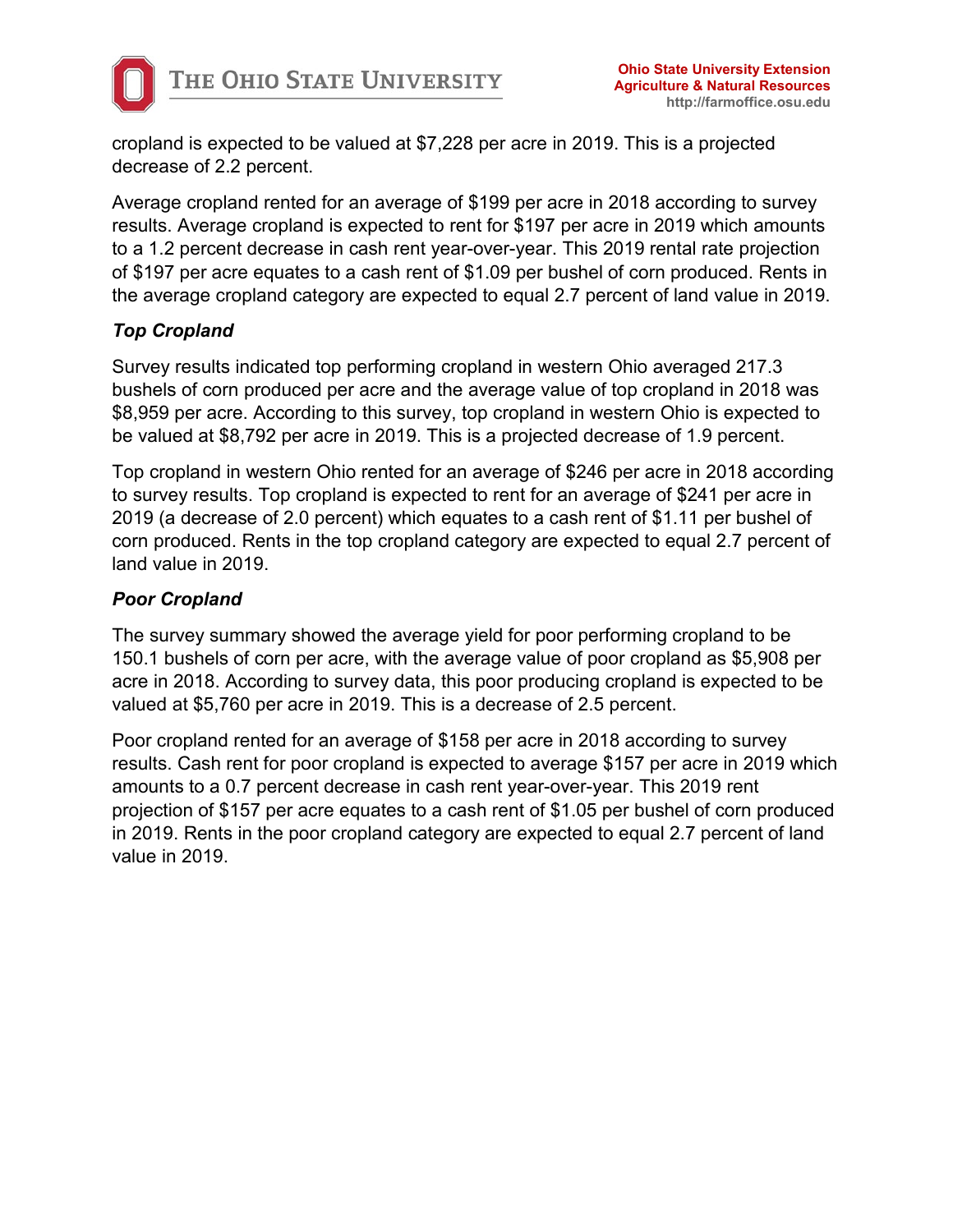cropland is expected to be valued at $7,228 per acre in 2019. This is a projected decrease of 2.2 percent.

Average cropland rented for an average of $199 per acre in 2018 according to survey results. Average cropland is expected to rent for $197 per acre in 2019 which amounts to a 1.2 percent decrease in cash rent year-over-year. This 2019 rental rate projection of $197 per acre equates to a cash rent of $1.09 per bushel of corn produced. Rents in the average cropland category are expected to equal 2.7 percent of land value in 2019.

### *Top Cropland*

Survey results indicated top performing cropland in western Ohio averaged 217.3 bushels of corn produced per acre and the average value of top cropland in 2018 was $8,959 per acre. According to this survey, top cropland in western Ohio is expected to be valued at $8,792 per acre in 2019. This is a projected decrease of 1.9 percent.

Top cropland in western Ohio rented for an average of $246 per acre in 2018 according to survey results. Top cropland is expected to rent for an average of $241 per acre in 2019 (a decrease of 2.0 percent) which equates to a cash rent of $1.11 per bushel of corn produced. Rents in the top cropland category are expected to equal 2.7 percent of land value in 2019.

### *Poor Cropland*

The survey summary showed the average yield for poor performing cropland to be 150.1 bushels of corn per acre, with the average value of poor cropland as $5,908 per acre in 2018. According to survey data, this poor producing cropland is expected to be valued at $5,760 per acre in 2019. This is a decrease of 2.5 percent.

Poor cropland rented for an average of $158 per acre in 2018 according to survey results. Cash rent for poor cropland is expected to average $157 per acre in 2019 which amounts to a 0.7 percent decrease in cash rent year-over-year. This 2019 rent projection of $157 per acre equates to a cash rent of $1.05 per bushel of corn produced in 2019. Rents in the poor cropland category are expected to equal 2.7 percent of land value in 2019.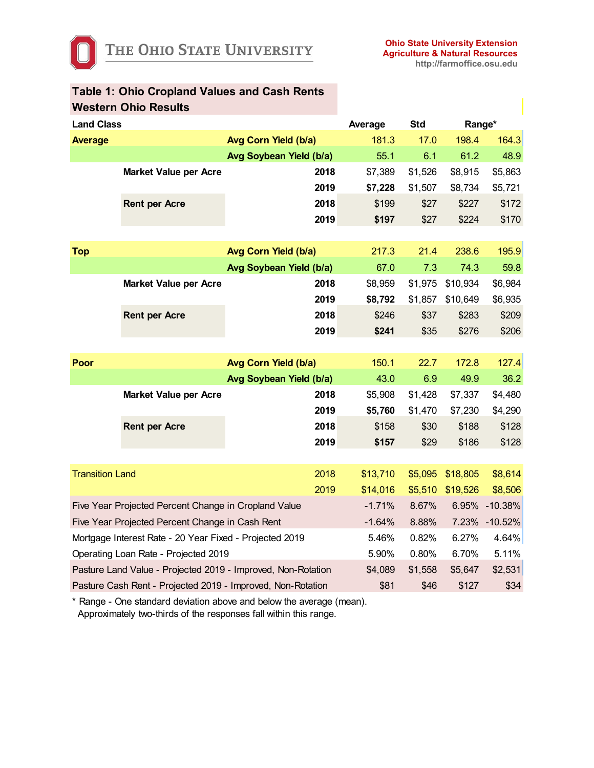The Ohio State University

**Ohio State University Extension**
**Agriculture & Natural Resources**
http://farmoffice.osu.edu

## Table 1: Ohio Cropland Values and Cash Rents
### Western Ohio Results

| Land Class | | | Average | Std | Range* | |
|---|---|---|---|---|---|---|
| **Average** | | **Avg Corn Yield (b/a)** | 181.3 | 17.0 | 198.4 | 164.3 |
| | | **Avg Soybean Yield (b/a)** | 55.1 | 6.1 | 61.2 | 48.9 |
| | **Market Value per Acre** | **2018** | $7,389 | $1,526 | $8,915 | $5,863 |
| | | **2019** | **$7,228** | $1,507 | $8,734 | $5,721 |
| | **Rent per Acre** | **2018** | $199 | $27 | $227 | $172 |
| | | **2019** | **$197** | $27 | $224 | $170 |
| **Top** | | **Avg Corn Yield (b/a)** | 217.3 | 21.4 | 238.6 | 195.9 |
| | | **Avg Soybean Yield (b/a)** | 67.0 | 7.3 | 74.3 | 59.8 |
| | **Market Value per Acre** | **2018** | $8,959 | $1,975 | $10,934 | $6,984 |
| | | **2019** | **$8,792** | $1,857 | $10,649 | $6,935 |
| | **Rent per Acre** | **2018** | $246 | $37 | $283 | $209 |
| | | **2019** | **$241** | $35 | $276 | $206 |
| **Poor** | | **Avg Corn Yield (b/a)** | 150.1 | 22.7 | 172.8 | 127.4 |
| | | **Avg Soybean Yield (b/a)** | 43.0 | 6.9 | 49.9 | 36.2 |
| | **Market Value per Acre** | **2018** | $5,908 | $1,428 | $7,337 | $4,480 |
| | | **2019** | **$5,760** | $1,470 | $7,230 | $4,290 |
| | **Rent per Acre** | **2018** | $158 | $30 | $188 | $128 |
| | | **2019** | **$157** | $29 | $186 | $128 |
| Transition Land | | 2018 | $13,710 | $5,095 | $18,805 | $8,614 |
| | | 2019 | $14,016 | $5,510 | $19,526 | $8,506 |
| Five Year Projected Percent Change in Cropland Value | | | -1.71% | 8.67% | 6.95% | -10.38% |
| Five Year Projected Percent Change in Cash Rent | | | -1.64% | 8.88% | 7.23% | -10.52% |
| Mortgage Interest Rate - 20 Year Fixed - Projected 2019 | | | 5.46% | 0.82% | 6.27% | 4.64% |
| Operating Loan Rate - Projected 2019 | | | 5.90% | 0.80% | 6.70% | 5.11% |
| Pasture Land Value - Projected 2019 - Improved, Non-Rotation | | | $4,089 | $1,558 | $5,647 | $2,531 |
| Pasture Cash Rent - Projected 2019 - Improved, Non-Rotation | | | $81 | $46 | $127 | $34 |

* Range - One standard deviation above and below the average (mean).
  Approximately two-thirds of the responses fall within this range.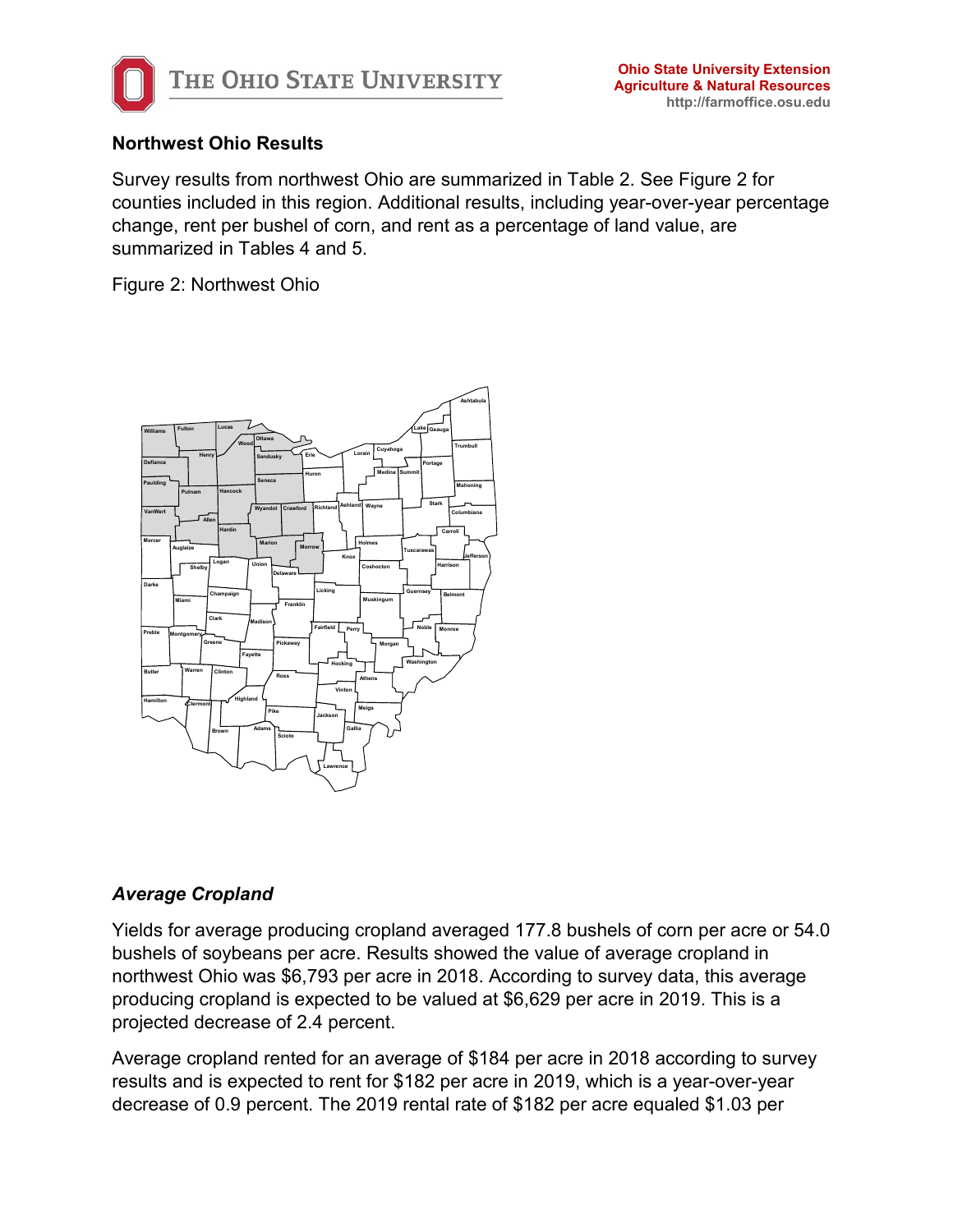## Northwest Ohio Results

Survey results from northwest Ohio are summarized in Table 2. See Figure 2 for counties included in this region. Additional results, including year-over-year percentage change, rent per bushel of corn, and rent as a percentage of land value, are summarized in Tables 4 and 5.

Figure 2: Northwest Ohio

### *Average Cropland*

Yields for average producing cropland averaged 177.8 bushels of corn per acre or 54.0 bushels of soybeans per acre. Results showed the value of average cropland in northwest Ohio was $6,793 per acre in 2018. According to survey data, this average producing cropland is expected to be valued at $6,629 per acre in 2019. This is a projected decrease of 2.4 percent.

Average cropland rented for an average of $184 per acre in 2018 according to survey results and is expected to rent for $182 per acre in 2019, which is a year-over-year decrease of 0.9 percent. The 2019 rental rate of $182 per acre equaled $1.03 per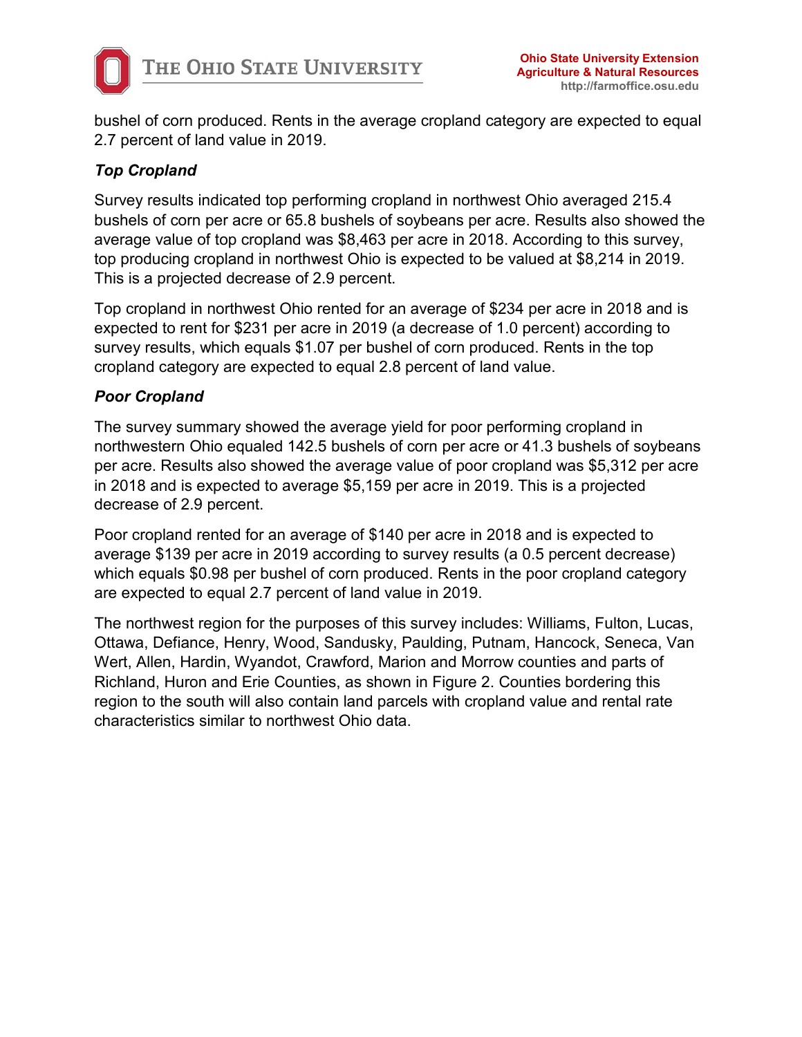bushel of corn produced. Rents in the average cropland category are expected to equal 2.7 percent of land value in 2019.

### *Top Cropland*

Survey results indicated top performing cropland in northwest Ohio averaged 215.4 bushels of corn per acre or 65.8 bushels of soybeans per acre. Results also showed the average value of top cropland was $8,463 per acre in 2018. According to this survey, top producing cropland in northwest Ohio is expected to be valued at $8,214 in 2019. This is a projected decrease of 2.9 percent.

Top cropland in northwest Ohio rented for an average of $234 per acre in 2018 and is expected to rent for $231 per acre in 2019 (a decrease of 1.0 percent) according to survey results, which equals $1.07 per bushel of corn produced. Rents in the top cropland category are expected to equal 2.8 percent of land value.

### *Poor Cropland*

The survey summary showed the average yield for poor performing cropland in northwestern Ohio equaled 142.5 bushels of corn per acre or 41.3 bushels of soybeans per acre. Results also showed the average value of poor cropland was $5,312 per acre in 2018 and is expected to average $5,159 per acre in 2019. This is a projected decrease of 2.9 percent.

Poor cropland rented for an average of $140 per acre in 2018 and is expected to average $139 per acre in 2019 according to survey results (a 0.5 percent decrease) which equals $0.98 per bushel of corn produced. Rents in the poor cropland category are expected to equal 2.7 percent of land value in 2019.

The northwest region for the purposes of this survey includes: Williams, Fulton, Lucas, Ottawa, Defiance, Henry, Wood, Sandusky, Paulding, Putnam, Hancock, Seneca, Van Wert, Allen, Hardin, Wyandot, Crawford, Marion and Morrow counties and parts of Richland, Huron and Erie Counties, as shown in Figure 2. Counties bordering this region to the south will also contain land parcels with cropland value and rental rate characteristics similar to northwest Ohio data.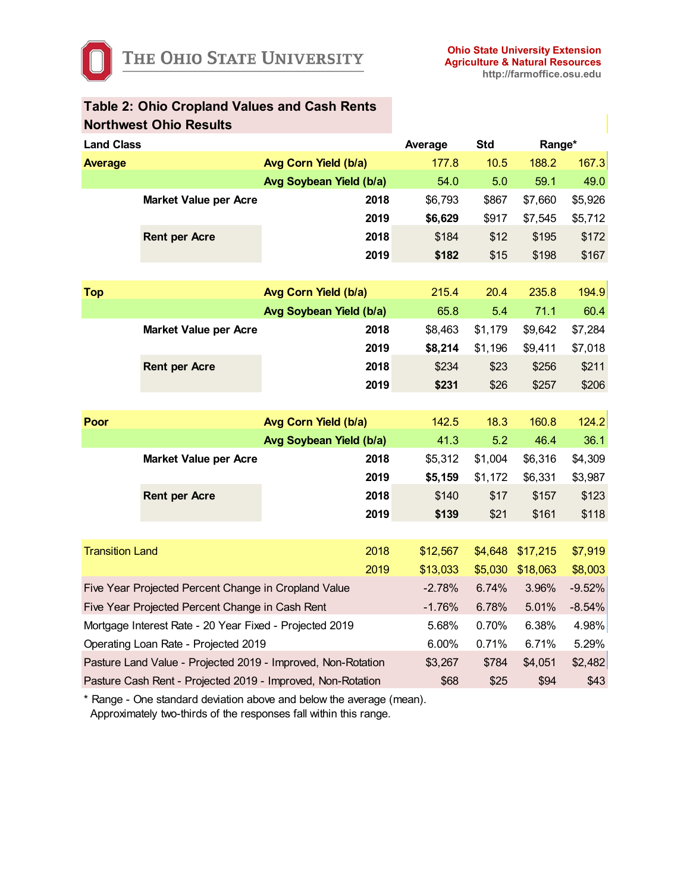## Table 2: Ohio Cropland Values and Cash Rents
## Northwest Ohio Results

| Land Class | | | Average | Std | Range* | |
|---|---|---|---|---|---|---|
| **Average** | **Avg Corn Yield (b/a)** | | 177.8 | 10.5 | 188.2 | 167.3 |
| | **Avg Soybean Yield (b/a)** | | 54.0 | 5.0 | 59.1 | 49.0 |
| | **Market Value per Acre** | **2018** | $6,793 | $867 | $7,660 | $5,926 |
| | | **2019** | **$6,629** | $917 | $7,545 | $5,712 |
| | **Rent per Acre** | **2018** | $184 | $12 | $195 | $172 |
| | | **2019** | **$182** | $15 | $198 | $167 |
| **Top** | **Avg Corn Yield (b/a)** | | 215.4 | 20.4 | 235.8 | 194.9 |
| | **Avg Soybean Yield (b/a)** | | 65.8 | 5.4 | 71.1 | 60.4 |
| | **Market Value per Acre** | **2018** | $8,463 | $1,179 | $9,642 | $7,284 |
| | | **2019** | **$8,214** | $1,196 | $9,411 | $7,018 |
| | **Rent per Acre** | **2018** | $234 | $23 | $256 | $211 |
| | | **2019** | **$231** | $26 | $257 | $206 |
| **Poor** | **Avg Corn Yield (b/a)** | | 142.5 | 18.3 | 160.8 | 124.2 |
| | **Avg Soybean Yield (b/a)** | | 41.3 | 5.2 | 46.4 | 36.1 |
| | **Market Value per Acre** | **2018** | $5,312 | $1,004 | $6,316 | $4,309 |
| | | **2019** | **$5,159** | $1,172 | $6,331 | $3,987 |
| | **Rent per Acre** | **2018** | $140 | $17 | $157 | $123 |
| | | **2019** | **$139** | $21 | $161 | $118 |
| Transition Land | | 2018 | $12,567 | $4,648 | $17,215 | $7,919 |
| | | 2019 | $13,033 | $5,030 | $18,063 | $8,003 |
| Five Year Projected Percent Change in Cropland Value | | | -2.78% | 6.74% | 3.96% | -9.52% |
| Five Year Projected Percent Change in Cash Rent | | | -1.76% | 6.78% | 5.01% | -8.54% |
| Mortgage Interest Rate - 20 Year Fixed - Projected 2019 | | | 5.68% | 0.70% | 6.38% | 4.98% |
| Operating Loan Rate - Projected 2019 | | | 6.00% | 0.71% | 6.71% | 5.29% |
| Pasture Land Value - Projected 2019 - Improved, Non-Rotation | | | $3,267 | $784 | $4,051 | $2,482 |
| Pasture Cash Rent - Projected 2019 - Improved, Non-Rotation | | | $68 | $25 | $94 | $43 |

* Range - One standard deviation above and below the average (mean).
Approximately two-thirds of the responses fall within this range.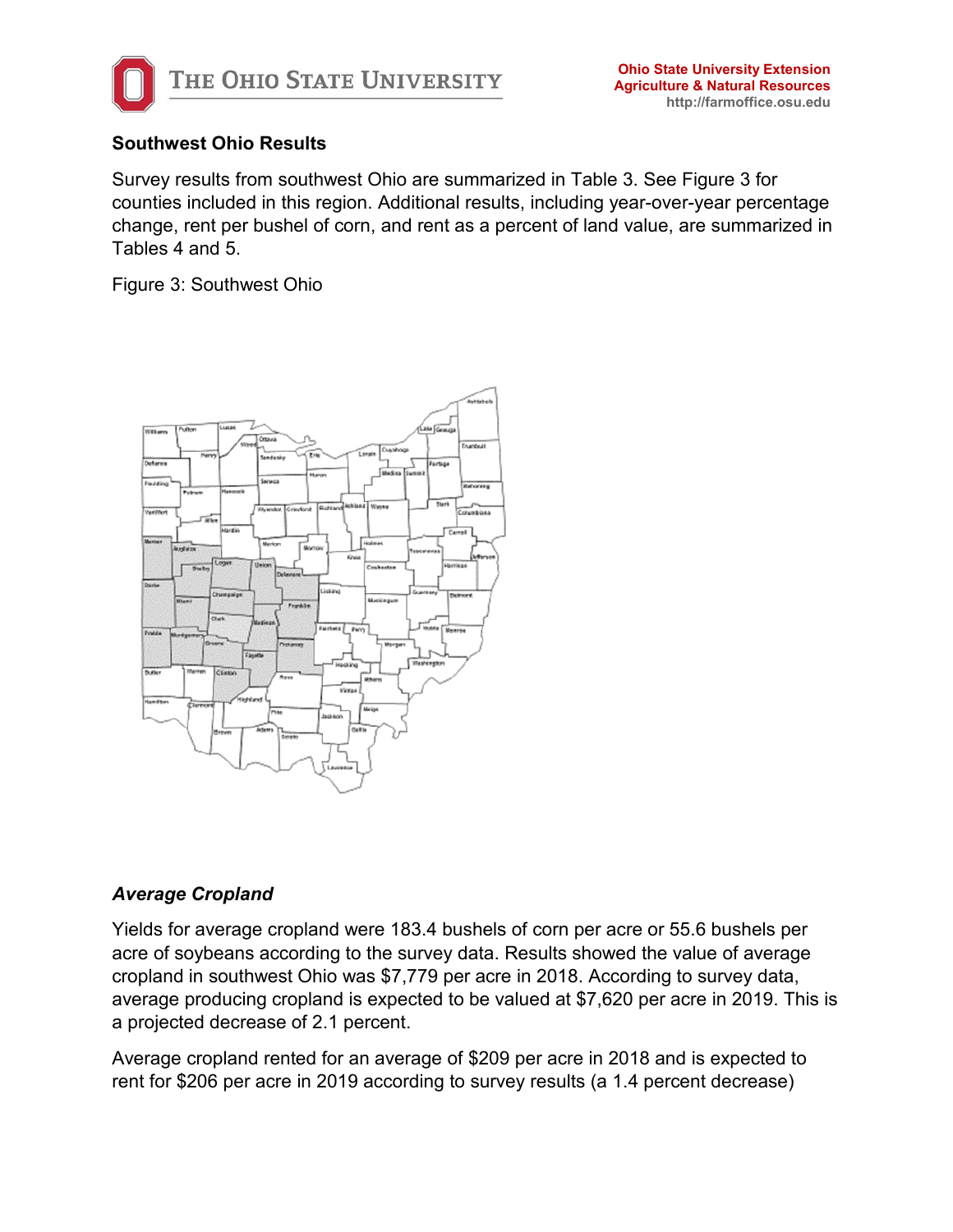## Southwest Ohio Results

Survey results from southwest Ohio are summarized in Table 3. See Figure 3 for counties included in this region. Additional results, including year-over-year percentage change, rent per bushel of corn, and rent as a percent of land value, are summarized in Tables 4 and 5.

Figure 3: Southwest Ohio

### *Average Cropland*

Yields for average cropland were 183.4 bushels of corn per acre or 55.6 bushels per acre of soybeans according to the survey data. Results showed the value of average cropland in southwest Ohio was $7,779 per acre in 2018. According to survey data, average producing cropland is expected to be valued at $7,620 per acre in 2019. This is a projected decrease of 2.1 percent.

Average cropland rented for an average of $209 per acre in 2018 and is expected to rent for $206 per acre in 2019 according to survey results (a 1.4 percent decrease)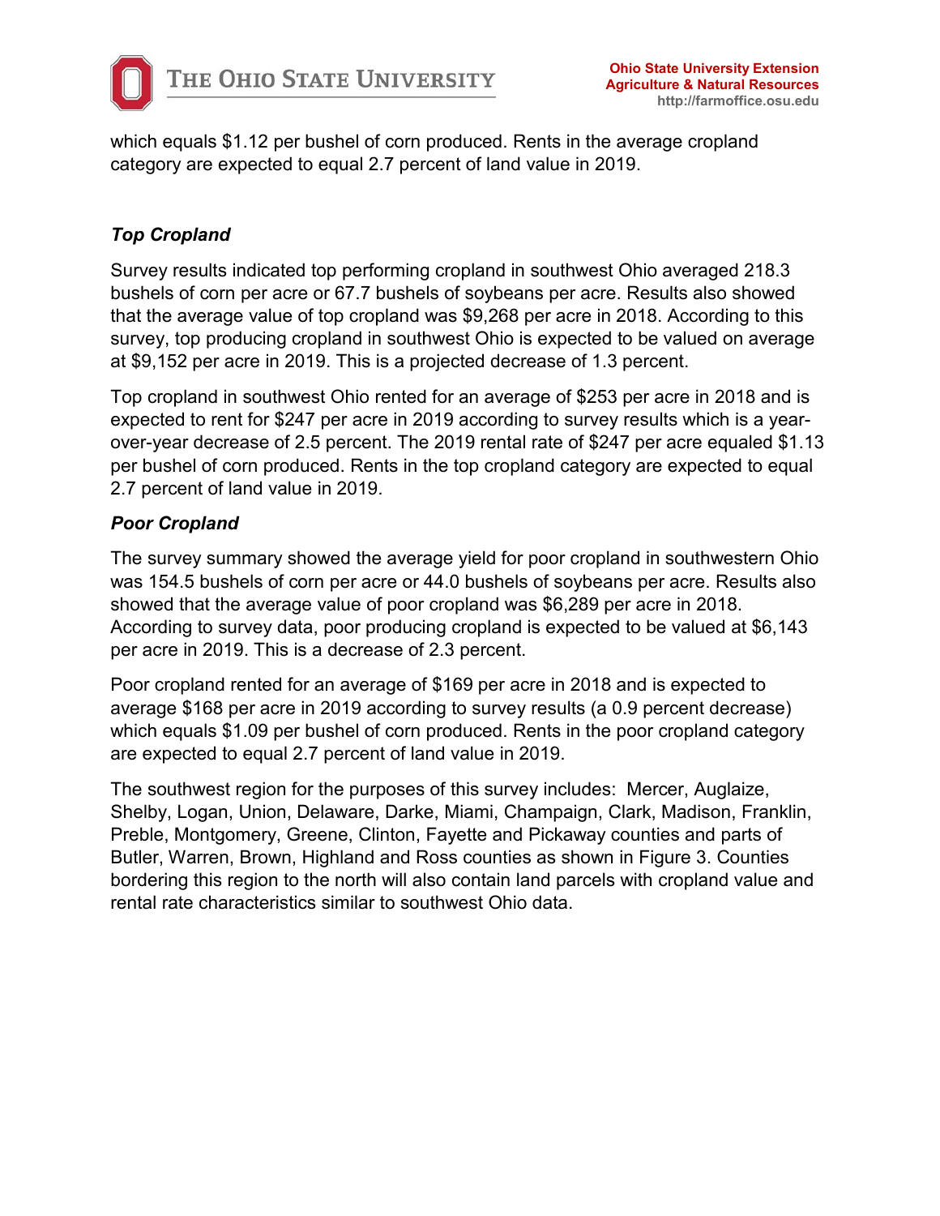which equals $1.12 per bushel of corn produced. Rents in the average cropland category are expected to equal 2.7 percent of land value in 2019.

### *Top Cropland*

Survey results indicated top performing cropland in southwest Ohio averaged 218.3 bushels of corn per acre or 67.7 bushels of soybeans per acre. Results also showed that the average value of top cropland was $9,268 per acre in 2018. According to this survey, top producing cropland in southwest Ohio is expected to be valued on average at $9,152 per acre in 2019. This is a projected decrease of 1.3 percent.

Top cropland in southwest Ohio rented for an average of $253 per acre in 2018 and is expected to rent for $247 per acre in 2019 according to survey results which is a year-over-year decrease of 2.5 percent. The 2019 rental rate of $247 per acre equaled $1.13 per bushel of corn produced. Rents in the top cropland category are expected to equal 2.7 percent of land value in 2019.

### *Poor Cropland*

The survey summary showed the average yield for poor cropland in southwestern Ohio was 154.5 bushels of corn per acre or 44.0 bushels of soybeans per acre. Results also showed that the average value of poor cropland was $6,289 per acre in 2018. According to survey data, poor producing cropland is expected to be valued at $6,143 per acre in 2019. This is a decrease of 2.3 percent.

Poor cropland rented for an average of $169 per acre in 2018 and is expected to average $168 per acre in 2019 according to survey results (a 0.9 percent decrease) which equals $1.09 per bushel of corn produced. Rents in the poor cropland category are expected to equal 2.7 percent of land value in 2019.

The southwest region for the purposes of this survey includes: Mercer, Auglaize, Shelby, Logan, Union, Delaware, Darke, Miami, Champaign, Clark, Madison, Franklin, Preble, Montgomery, Greene, Clinton, Fayette and Pickaway counties and parts of Butler, Warren, Brown, Highland and Ross counties as shown in Figure 3. Counties bordering this region to the north will also contain land parcels with cropland value and rental rate characteristics similar to southwest Ohio data.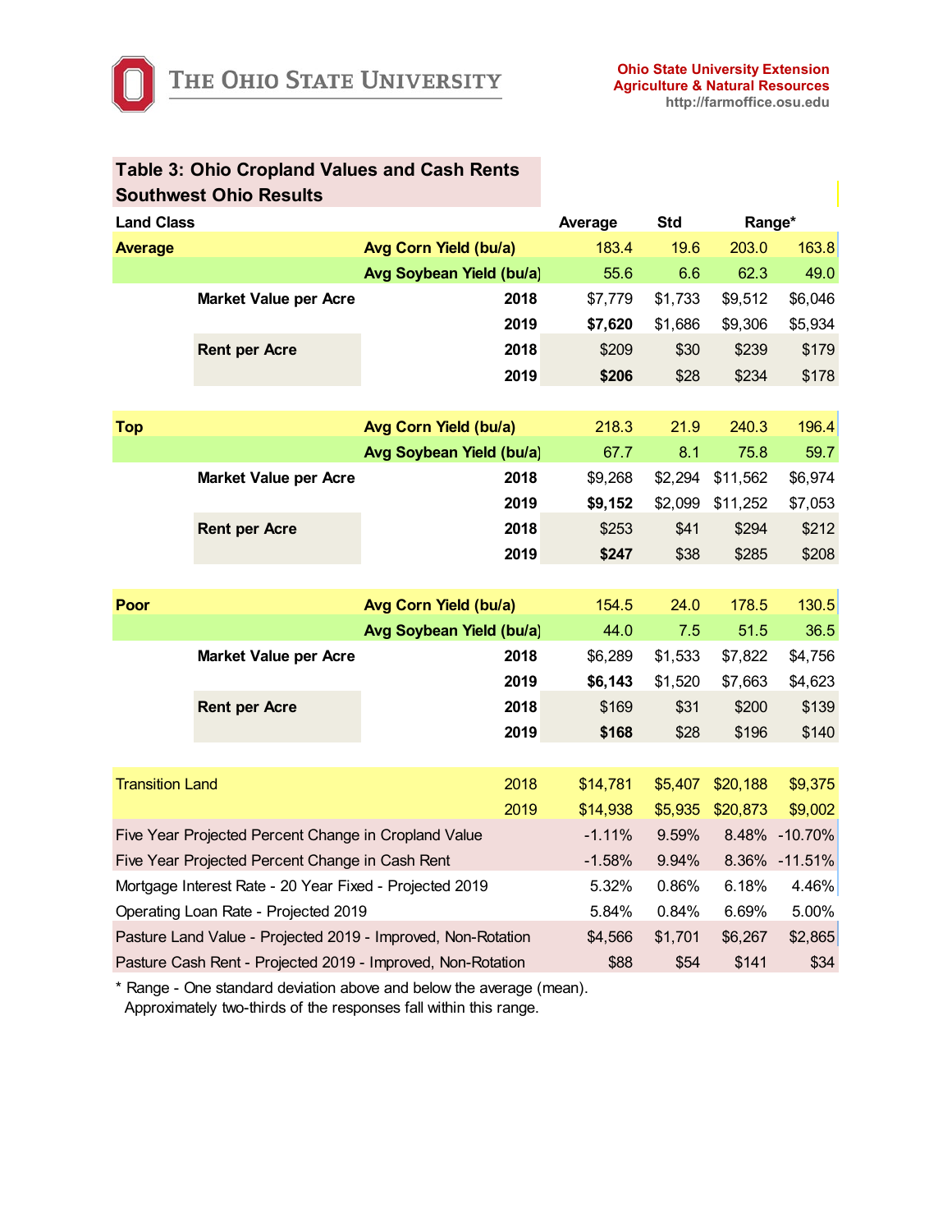Ohio State University Extension
Agriculture & Natural Resources
http://farmoffice.osu.edu

## Table 3: Ohio Cropland Values and Cash Rents
## Southwest Ohio Results

| Land Class | | | Average | Std | Range* | |
|---|---|---|---|---|---|---|
| **Average** | **Avg Corn Yield (bu/a)** | | 183.4 | 19.6 | 203.0 | 163.8 |
| | **Avg Soybean Yield (bu/a)** | | 55.6 | 6.6 | 62.3 | 49.0 |
| | **Market Value per Acre** | **2018** | $7,779 | $1,733 | $9,512 | $6,046 |
| | | **2019** | **$7,620** | $1,686 | $9,306 | $5,934 |
| | **Rent per Acre** | **2018** | $209 | $30 | $239 | $179 |
| | | **2019** | **$206** | $28 | $234 | $178 |
| **Top** | **Avg Corn Yield (bu/a)** | | 218.3 | 21.9 | 240.3 | 196.4 |
| | **Avg Soybean Yield (bu/a)** | | 67.7 | 8.1 | 75.8 | 59.7 |
| | **Market Value per Acre** | **2018** | $9,268 | $2,294 | $11,562 | $6,974 |
| | | **2019** | **$9,152** | $2,099 | $11,252 | $7,053 |
| | **Rent per Acre** | **2018** | $253 | $41 | $294 | $212 |
| | | **2019** | **$247** | $38 | $285 | $208 |
| **Poor** | **Avg Corn Yield (bu/a)** | | 154.5 | 24.0 | 178.5 | 130.5 |
| | **Avg Soybean Yield (bu/a)** | | 44.0 | 7.5 | 51.5 | 36.5 |
| | **Market Value per Acre** | **2018** | $6,289 | $1,533 | $7,822 | $4,756 |
| | | **2019** | **$6,143** | $1,520 | $7,663 | $4,623 |
| | **Rent per Acre** | **2018** | $169 | $31 | $200 | $139 |
| | | **2019** | **$168** | $28 | $196 | $140 |
| Transition Land | | 2018 | $14,781 | $5,407 | $20,188 | $9,375 |
| | | 2019 | $14,938 | $5,935 | $20,873 | $9,002 |
| Five Year Projected Percent Change in Cropland Value | | | -1.11% | 9.59% | 8.48% | -10.70% |
| Five Year Projected Percent Change in Cash Rent | | | -1.58% | 9.94% | 8.36% | -11.51% |
| Mortgage Interest Rate - 20 Year Fixed - Projected 2019 | | | 5.32% | 0.86% | 6.18% | 4.46% |
| Operating Loan Rate - Projected 2019 | | | 5.84% | 0.84% | 6.69% | 5.00% |
| Pasture Land Value - Projected 2019 - Improved, Non-Rotation | | | $4,566 | $1,701 | $6,267 | $2,865 |
| Pasture Cash Rent - Projected 2019 - Improved, Non-Rotation | | | $88 | $54 | $141 | $34 |

* Range - One standard deviation above and below the average (mean).
  Approximately two-thirds of the responses fall within this range.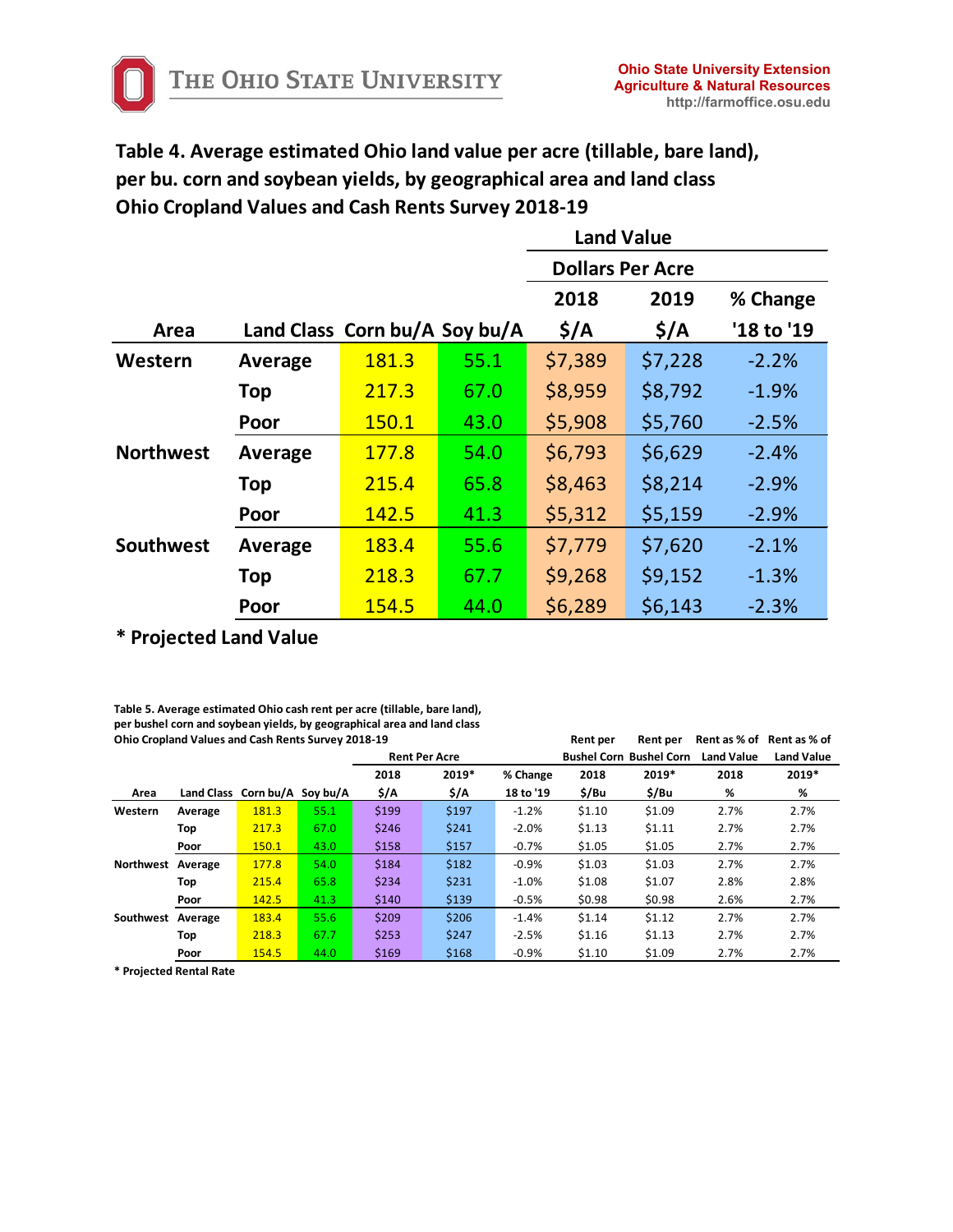**Table 4. Average estimated Ohio land value per acre (tillable, bare land), per bu. corn and soybean yields, by geographical area and land class**
**Ohio Cropland Values and Cash Rents Survey 2018-19**

| | | | | Land Value | | |
|---|---|---|---|---|---|---|
| | | | | Dollars Per Acre | | |
| | | | | 2018 | 2019 | % Change |
| Area | Land Class | Corn bu/A | Soy bu/A | $/A | $/A | '18 to '19 |
| Western | Average | 181.3 | 55.1 | $7,389 | $7,228 | -2.2% |
| | Top | 217.3 | 67.0 | $8,959 | $8,792 | -1.9% |
| | Poor | 150.1 | 43.0 | $5,908 | $5,760 | -2.5% |
| Northwest | Average | 177.8 | 54.0 | $6,793 | $6,629 | -2.4% |
| | Top | 215.4 | 65.8 | $8,463 | $8,214 | -2.9% |
| | Poor | 142.5 | 41.3 | $5,312 | $5,159 | -2.9% |
| Southwest | Average | 183.4 | 55.6 | $7,779 | $7,620 | -2.1% |
| | Top | 218.3 | 67.7 | $9,268 | $9,152 | -1.3% |
| | Poor | 154.5 | 44.0 | $6,289 | $6,143 | -2.3% |

**\* Projected Land Value**

**Table 5. Average estimated Ohio cash rent per acre (tillable, bare land), per bushel corn and soybean yields, by geographical area and land class**
**Ohio Cropland Values and Cash Rents Survey 2018-19**

| | | | | Rent Per Acre | | | Rent per Bushel Corn | Rent per Bushel Corn | Rent as % of Land Value | Rent as % of Land Value |
|---|---|---|---|---|---|---|---|---|---|---|
| | | | | 2018 | 2019* | % Change | 2018 | 2019* | 2018 | 2019* |
| Area | Land Class | Corn bu/A | Soy bu/A | $/A | $/A | 18 to '19 | $/Bu | $/Bu | % | % |
| Western | Average | 181.3 | 55.1 | $199 | $197 | -1.2% | $1.10 | $1.09 | 2.7% | 2.7% |
| | Top | 217.3 | 67.0 | $246 | $241 | -2.0% | $1.13 | $1.11 | 2.7% | 2.7% |
| | Poor | 150.1 | 43.0 | $158 | $157 | -0.7% | $1.05 | $1.05 | 2.7% | 2.7% |
| Northwest | Average | 177.8 | 54.0 | $184 | $182 | -0.9% | $1.03 | $1.03 | 2.7% | 2.7% |
| | Top | 215.4 | 65.8 | $234 | $231 | -1.0% | $1.08 | $1.07 | 2.8% | 2.8% |
| | Poor | 142.5 | 41.3 | $140 | $139 | -0.5% | $0.98 | $0.98 | 2.6% | 2.7% |
| Southwest | Average | 183.4 | 55.6 | $209 | $206 | -1.4% | $1.14 | $1.12 | 2.7% | 2.7% |
| | Top | 218.3 | 67.7 | $253 | $247 | -2.5% | $1.16 | $1.13 | 2.7% | 2.7% |
| | Poor | 154.5 | 44.0 | $169 | $168 | -0.9% | $1.10 | $1.09 | 2.7% | 2.7% |

**\* Projected Rental Rate**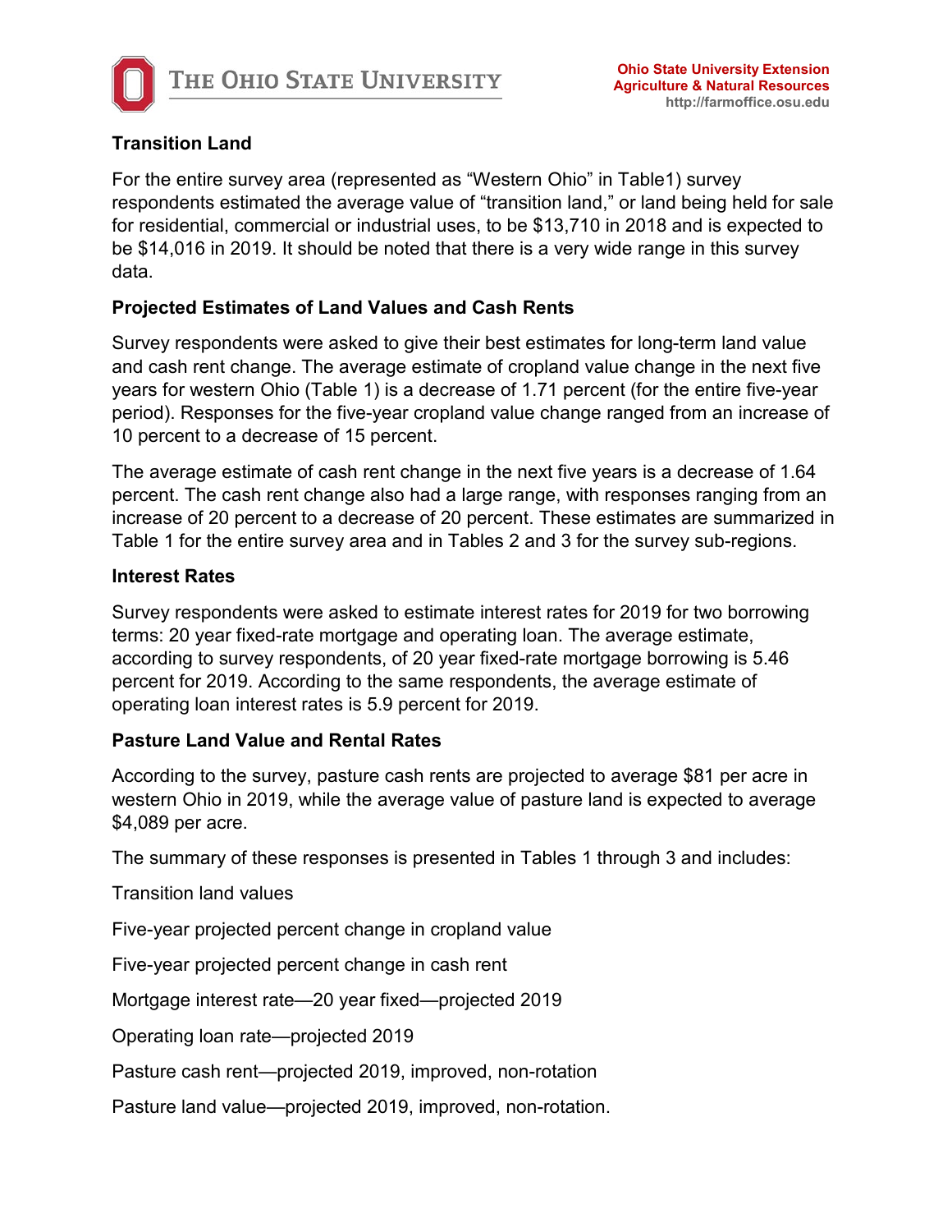### Transition Land

For the entire survey area (represented as “Western Ohio” in Table1) survey respondents estimated the average value of “transition land,” or land being held for sale for residential, commercial or industrial uses, to be $13,710 in 2018 and is expected to be $14,016 in 2019. It should be noted that there is a very wide range in this survey data.

### Projected Estimates of Land Values and Cash Rents

Survey respondents were asked to give their best estimates for long-term land value and cash rent change. The average estimate of cropland value change in the next five years for western Ohio (Table 1) is a decrease of 1.71 percent (for the entire five-year period). Responses for the five-year cropland value change ranged from an increase of 10 percent to a decrease of 15 percent.

The average estimate of cash rent change in the next five years is a decrease of 1.64 percent. The cash rent change also had a large range, with responses ranging from an increase of 20 percent to a decrease of 20 percent. These estimates are summarized in Table 1 for the entire survey area and in Tables 2 and 3 for the survey sub-regions.

### Interest Rates

Survey respondents were asked to estimate interest rates for 2019 for two borrowing terms: 20 year fixed-rate mortgage and operating loan. The average estimate, according to survey respondents, of 20 year fixed-rate mortgage borrowing is 5.46 percent for 2019. According to the same respondents, the average estimate of operating loan interest rates is 5.9 percent for 2019.

### Pasture Land Value and Rental Rates

According to the survey, pasture cash rents are projected to average $81 per acre in western Ohio in 2019, while the average value of pasture land is expected to average $4,089 per acre.

The summary of these responses is presented in Tables 1 through 3 and includes:

Transition land values

Five-year projected percent change in cropland value

Five-year projected percent change in cash rent

Mortgage interest rate—20 year fixed—projected 2019

Operating loan rate—projected 2019

Pasture cash rent—projected 2019, improved, non-rotation

Pasture land value—projected 2019, improved, non-rotation.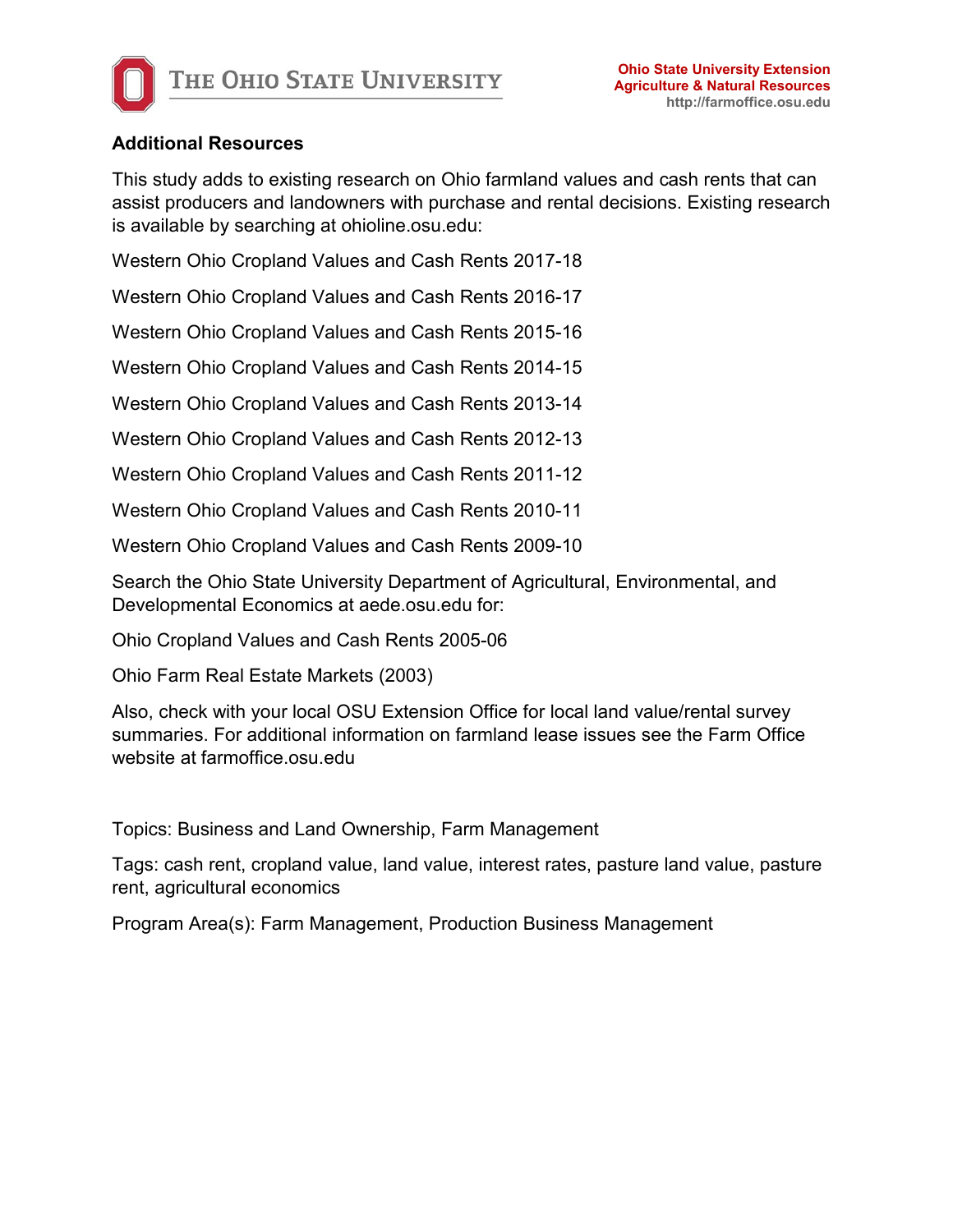## Additional Resources

This study adds to existing research on Ohio farmland values and cash rents that can assist producers and landowners with purchase and rental decisions. Existing research is available by searching at ohioline.osu.edu:

Western Ohio Cropland Values and Cash Rents 2017-18

Western Ohio Cropland Values and Cash Rents 2016-17

Western Ohio Cropland Values and Cash Rents 2015-16

Western Ohio Cropland Values and Cash Rents 2014-15

Western Ohio Cropland Values and Cash Rents 2013-14

Western Ohio Cropland Values and Cash Rents 2012-13

Western Ohio Cropland Values and Cash Rents 2011-12

Western Ohio Cropland Values and Cash Rents 2010-11

Western Ohio Cropland Values and Cash Rents 2009-10

Search the Ohio State University Department of Agricultural, Environmental, and Developmental Economics at aede.osu.edu for:

Ohio Cropland Values and Cash Rents 2005-06

Ohio Farm Real Estate Markets (2003)

Also, check with your local OSU Extension Office for local land value/rental survey summaries. For additional information on farmland lease issues see the Farm Office website at farmoffice.osu.edu

Topics: Business and Land Ownership, Farm Management

Tags: cash rent, cropland value, land value, interest rates, pasture land value, pasture rent, agricultural economics

Program Area(s): Farm Management, Production Business Management